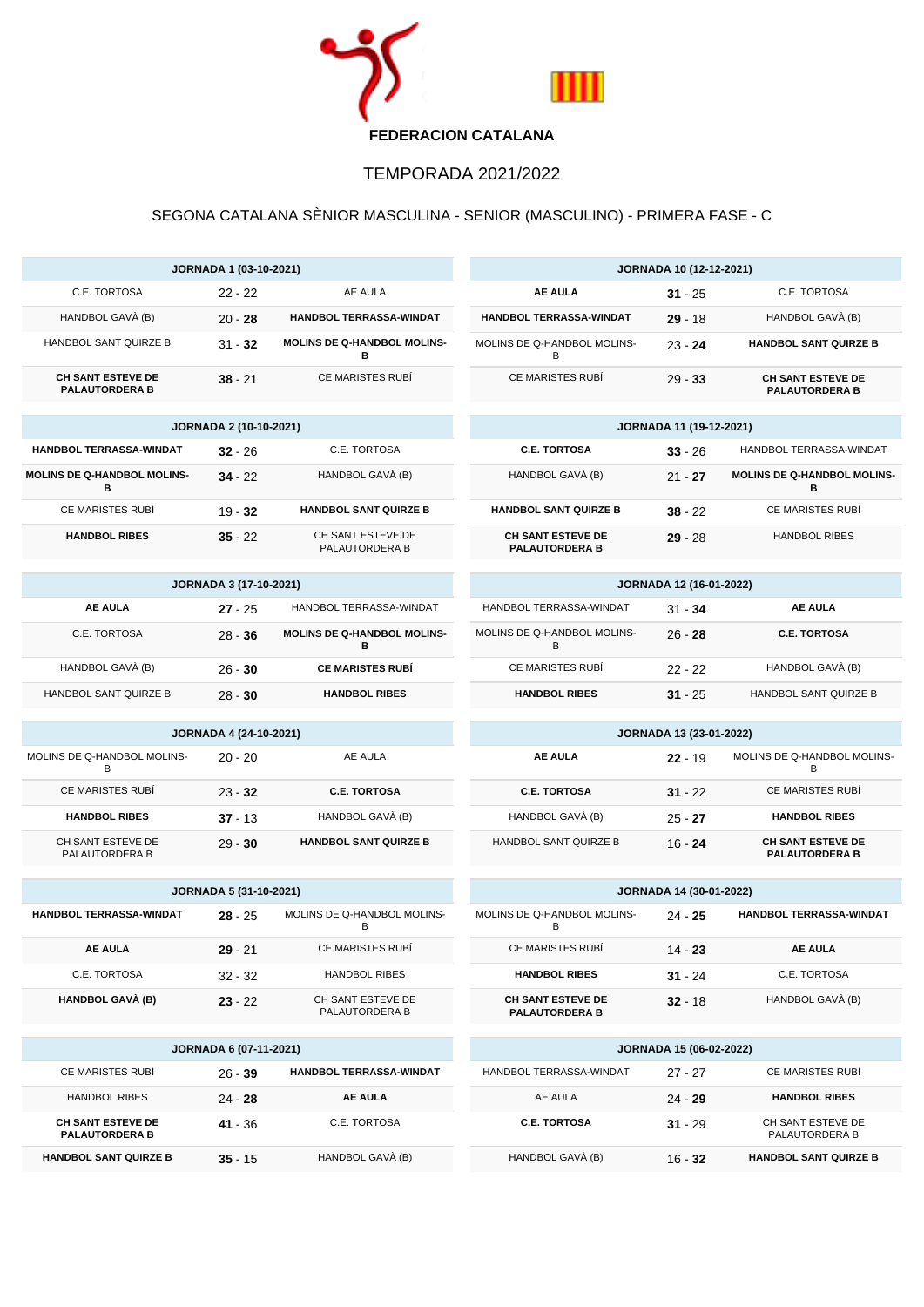**FEDERACION CATALANA**

## TEMPORADA 2021/2022

### SEGONA CATALANA SÈNIOR MASCULINA - SENIOR (MASCULINO) - PRIMERA FASE - C

| JORNADA 1 (03-10-2021) | | |
|---|---|---|
| C.E. TORTOSA | 22 - 22 | AE AULA |
| HANDBOL GAVÀ (B) | 20 - **28** | **HANDBOL TERRASSA-WINDAT** |
| HANDBOL SANT QUIRZE B | 31 - **32** | **MOLINS DE Q-HANDBOL MOLINS-B** |
| **CH SANT ESTEVE DE PALAUTORDERA B** | **38** - 21 | CE MARISTES RUBÍ |

| JORNADA 2 (10-10-2021) | | |
|---|---|---|
| **HANDBOL TERRASSA-WINDAT** | **32** - 26 | C.E. TORTOSA |
| **MOLINS DE Q-HANDBOL MOLINS-B** | **34** - 22 | HANDBOL GAVÀ (B) |
| CE MARISTES RUBÍ | 19 - **32** | **HANDBOL SANT QUIRZE B** |
| **HANDBOL RIBES** | **35** - 22 | CH SANT ESTEVE DE PALAUTORDERA B |

| JORNADA 3 (17-10-2021) | | |
|---|---|---|
| **AE AULA** | **27** - 25 | HANDBOL TERRASSA-WINDAT |
| C.E. TORTOSA | 28 - **36** | **MOLINS DE Q-HANDBOL MOLINS-B** |
| HANDBOL GAVÀ (B) | 26 - **30** | **CE MARISTES RUBÍ** |
| HANDBOL SANT QUIRZE B | 28 - **30** | **HANDBOL RIBES** |

| JORNADA 4 (24-10-2021) | | |
|---|---|---|
| MOLINS DE Q-HANDBOL MOLINS-B | 20 - 20 | AE AULA |
| CE MARISTES RUBÍ | 23 - **32** | **C.E. TORTOSA** |
| **HANDBOL RIBES** | **37** - 13 | HANDBOL GAVÀ (B) |
| CH SANT ESTEVE DE PALAUTORDERA B | 29 - **30** | **HANDBOL SANT QUIRZE B** |

| JORNADA 5 (31-10-2021) | | |
|---|---|---|
| **HANDBOL TERRASSA-WINDAT** | **28** - 25 | MOLINS DE Q-HANDBOL MOLINS-B |
| **AE AULA** | **29** - 21 | CE MARISTES RUBÍ |
| C.E. TORTOSA | 32 - 32 | HANDBOL RIBES |
| **HANDBOL GAVÀ (B)** | **23** - 22 | CH SANT ESTEVE DE PALAUTORDERA B |

| JORNADA 6 (07-11-2021) | | |
|---|---|---|
| CE MARISTES RUBÍ | 26 - **39** | **HANDBOL TERRASSA-WINDAT** |
| HANDBOL RIBES | 24 - **28** | **AE AULA** |
| **CH SANT ESTEVE DE PALAUTORDERA B** | **41** - 36 | C.E. TORTOSA |
| **HANDBOL SANT QUIRZE B** | **35** - 15 | HANDBOL GAVÀ (B) |

| JORNADA 10 (12-12-2021) | | |
|---|---|---|
| **AE AULA** | **31** - 25 | C.E. TORTOSA |
| **HANDBOL TERRASSA-WINDAT** | **29** - 18 | HANDBOL GAVÀ (B) |
| MOLINS DE Q-HANDBOL MOLINS-B | 23 - **24** | **HANDBOL SANT QUIRZE B** |
| CE MARISTES RUBÍ | 29 - **33** | **CH SANT ESTEVE DE PALAUTORDERA B** |

| JORNADA 11 (19-12-2021) | | |
|---|---|---|
| **C.E. TORTOSA** | **33** - 26 | HANDBOL TERRASSA-WINDAT |
| HANDBOL GAVÀ (B) | 21 - **27** | **MOLINS DE Q-HANDBOL MOLINS-B** |
| **HANDBOL SANT QUIRZE B** | **38** - 22 | CE MARISTES RUBÍ |
| **CH SANT ESTEVE DE PALAUTORDERA B** | **29** - 28 | HANDBOL RIBES |

| JORNADA 12 (16-01-2022) | | |
|---|---|---|
| HANDBOL TERRASSA-WINDAT | 31 - **34** | **AE AULA** |
| MOLINS DE Q-HANDBOL MOLINS-B | 26 - **28** | **C.E. TORTOSA** |
| CE MARISTES RUBÍ | 22 - 22 | HANDBOL GAVÀ (B) |
| **HANDBOL RIBES** | **31** - 25 | HANDBOL SANT QUIRZE B |

| JORNADA 13 (23-01-2022) | | |
|---|---|---|
| **AE AULA** | **22** - 19 | MOLINS DE Q-HANDBOL MOLINS-B |
| **C.E. TORTOSA** | **31** - 22 | CE MARISTES RUBÍ |
| HANDBOL GAVÀ (B) | 25 - **27** | **HANDBOL RIBES** |
| HANDBOL SANT QUIRZE B | 16 - **24** | **CH SANT ESTEVE DE PALAUTORDERA B** |

| JORNADA 14 (30-01-2022) | | |
|---|---|---|
| MOLINS DE Q-HANDBOL MOLINS-B | 24 - **25** | **HANDBOL TERRASSA-WINDAT** |
| CE MARISTES RUBÍ | 14 - **23** | **AE AULA** |
| **HANDBOL RIBES** | **31** - 24 | C.E. TORTOSA |
| **CH SANT ESTEVE DE PALAUTORDERA B** | **32** - 18 | HANDBOL GAVÀ (B) |

| JORNADA 15 (06-02-2022) | | |
|---|---|---|
| HANDBOL TERRASSA-WINDAT | 27 - 27 | CE MARISTES RUBÍ |
| AE AULA | 24 - **29** | **HANDBOL RIBES** |
| **C.E. TORTOSA** | **31** - 29 | CH SANT ESTEVE DE PALAUTORDERA B |
| HANDBOL GAVÀ (B) | 16 - **32** | **HANDBOL SANT QUIRZE B** |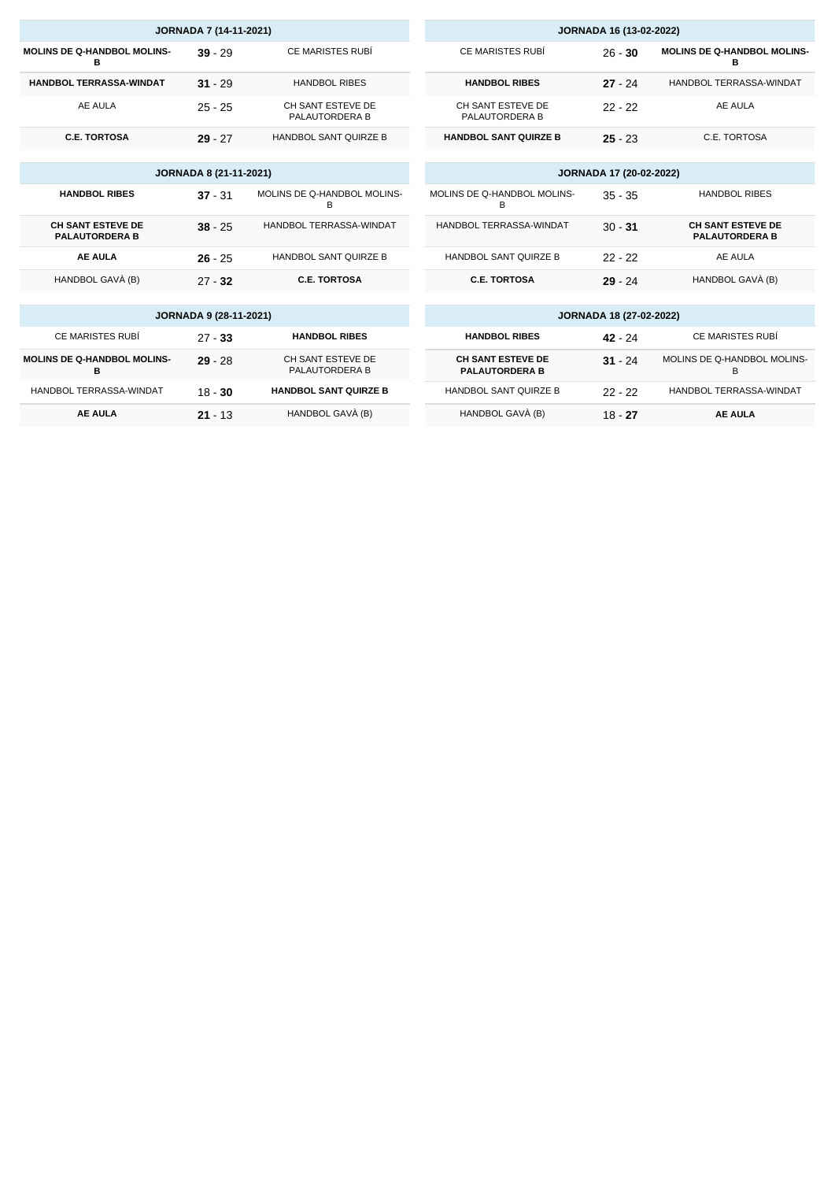| JORNADA 7 (14-11-2021) | | |
|---|---|---|
| **MOLINS DE Q-HANDBOL MOLINS-B** | **39** - 29 | CE MARISTES RUBÍ |
| **HANDBOL TERRASSA-WINDAT** | **31** - 29 | HANDBOL RIBES |
| AE AULA | 25 - 25 | CH SANT ESTEVE DE PALAUTORDERA B |
| **C.E. TORTOSA** | **29** - 27 | HANDBOL SANT QUIRZE B |

| JORNADA 8 (21-11-2021) | | |
|---|---|---|
| **HANDBOL RIBES** | **37** - 31 | MOLINS DE Q-HANDBOL MOLINS-B |
| **CH SANT ESTEVE DE PALAUTORDERA B** | **38** - 25 | HANDBOL TERRASSA-WINDAT |
| **AE AULA** | **26** - 25 | HANDBOL SANT QUIRZE B |
| HANDBOL GAVÀ (B) | 27 - **32** | **C.E. TORTOSA** |

| JORNADA 9 (28-11-2021) | | |
|---|---|---|
| CE MARISTES RUBÍ | 27 - **33** | **HANDBOL RIBES** |
| **MOLINS DE Q-HANDBOL MOLINS-B** | **29** - 28 | CH SANT ESTEVE DE PALAUTORDERA B |
| HANDBOL TERRASSA-WINDAT | 18 - **30** | **HANDBOL SANT QUIRZE B** |
| **AE AULA** | **21** - 13 | HANDBOL GAVÀ (B) |

| JORNADA 16 (13-02-2022) | | |
|---|---|---|
| CE MARISTES RUBÍ | 26 - **30** | **MOLINS DE Q-HANDBOL MOLINS-B** |
| **HANDBOL RIBES** | **27** - 24 | HANDBOL TERRASSA-WINDAT |
| CH SANT ESTEVE DE PALAUTORDERA B | 22 - 22 | AE AULA |
| **HANDBOL SANT QUIRZE B** | **25** - 23 | C.E. TORTOSA |

| JORNADA 17 (20-02-2022) | | |
|---|---|---|
| MOLINS DE Q-HANDBOL MOLINS-B | 35 - 35 | HANDBOL RIBES |
| HANDBOL TERRASSA-WINDAT | 30 - **31** | **CH SANT ESTEVE DE PALAUTORDERA B** |
| HANDBOL SANT QUIRZE B | 22 - 22 | AE AULA |
| **C.E. TORTOSA** | **29** - 24 | HANDBOL GAVÀ (B) |

| JORNADA 18 (27-02-2022) | | |
|---|---|---|
| **HANDBOL RIBES** | **42** - 24 | CE MARISTES RUBÍ |
| **CH SANT ESTEVE DE PALAUTORDERA B** | **31** - 24 | MOLINS DE Q-HANDBOL MOLINS-B |
| HANDBOL SANT QUIRZE B | 22 - 22 | HANDBOL TERRASSA-WINDAT |
| HANDBOL GAVÀ (B) | 18 - **27** | **AE AULA** |